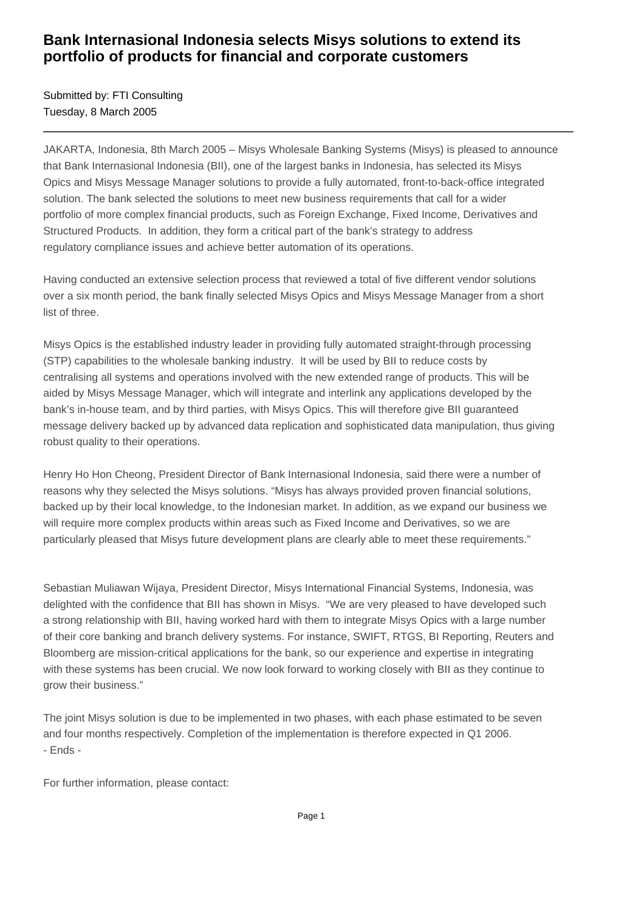# Bank Internasional Indonesia selects Misys solutions to extend its portfolio of products for financial and corporate customers

Submitted by: FTI Consulting
Tuesday, 8 March 2005

---

JAKARTA, Indonesia, 8th March 2005 – Misys Wholesale Banking Systems (Misys) is pleased to announce that Bank Internasional Indonesia (BII), one of the largest banks in Indonesia, has selected its Misys Opics and Misys Message Manager solutions to provide a fully automated, front-to-back-office integrated solution. The bank selected the solutions to meet new business requirements that call for a wider portfolio of more complex financial products, such as Foreign Exchange, Fixed Income, Derivatives and Structured Products. In addition, they form a critical part of the bank's strategy to address regulatory compliance issues and achieve better automation of its operations.

Having conducted an extensive selection process that reviewed a total of five different vendor solutions over a six month period, the bank finally selected Misys Opics and Misys Message Manager from a short list of three.

Misys Opics is the established industry leader in providing fully automated straight-through processing (STP) capabilities to the wholesale banking industry. It will be used by BII to reduce costs by centralising all systems and operations involved with the new extended range of products. This will be aided by Misys Message Manager, which will integrate and interlink any applications developed by the bank's in-house team, and by third parties, with Misys Opics. This will therefore give BII guaranteed message delivery backed up by advanced data replication and sophisticated data manipulation, thus giving robust quality to their operations.

Henry Ho Hon Cheong, President Director of Bank Internasional Indonesia, said there were a number of reasons why they selected the Misys solutions. "Misys has always provided proven financial solutions, backed up by their local knowledge, to the Indonesian market. In addition, as we expand our business we will require more complex products within areas such as Fixed Income and Derivatives, so we are particularly pleased that Misys future development plans are clearly able to meet these requirements."

Sebastian Muliawan Wijaya, President Director, Misys International Financial Systems, Indonesia, was delighted with the confidence that BII has shown in Misys. "We are very pleased to have developed such a strong relationship with BII, having worked hard with them to integrate Misys Opics with a large number of their core banking and branch delivery systems. For instance, SWIFT, RTGS, BI Reporting, Reuters and Bloomberg are mission-critical applications for the bank, so our experience and expertise in integrating with these systems has been crucial. We now look forward to working closely with BII as they continue to grow their business."

The joint Misys solution is due to be implemented in two phases, with each phase estimated to be seven and four months respectively. Completion of the implementation is therefore expected in Q1 2006.
- Ends -

For further information, please contact: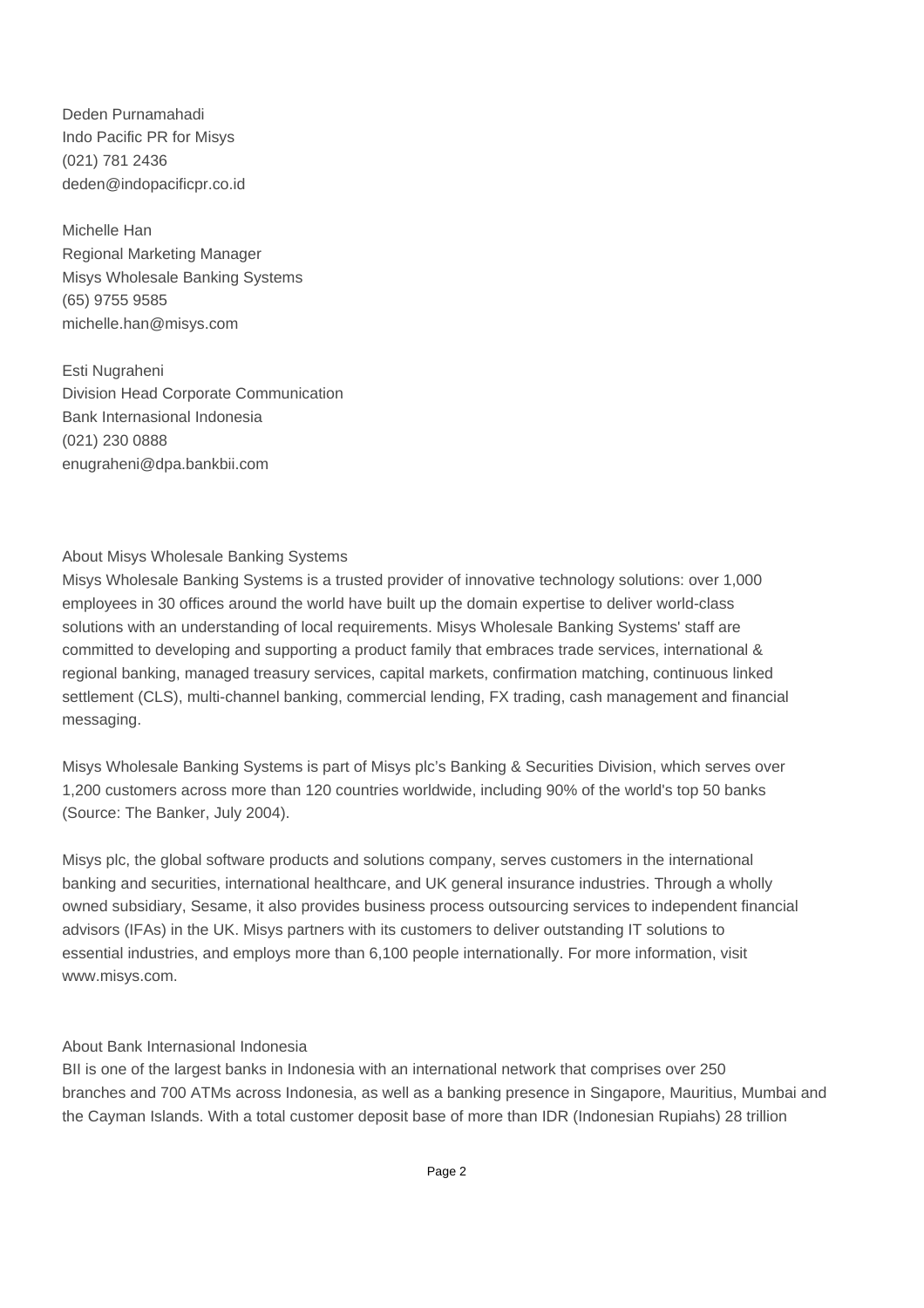Deden Purnamahadi
Indo Pacific PR for Misys
(021) 781 2436
deden@indopacificpr.co.id

Michelle Han
Regional Marketing Manager
Misys Wholesale Banking Systems
(65) 9755 9585
michelle.han@misys.com

Esti Nugraheni
Division Head Corporate Communication
Bank Internasional Indonesia
(021) 230 0888
enugraheni@dpa.bankbii.com

About Misys Wholesale Banking Systems

Misys Wholesale Banking Systems is a trusted provider of innovative technology solutions: over 1,000 employees in 30 offices around the world have built up the domain expertise to deliver world-class solutions with an understanding of local requirements. Misys Wholesale Banking Systems' staff are committed to developing and supporting a product family that embraces trade services, international & regional banking, managed treasury services, capital markets, confirmation matching, continuous linked settlement (CLS), multi-channel banking, commercial lending, FX trading, cash management and financial messaging.

Misys Wholesale Banking Systems is part of Misys plc's Banking & Securities Division, which serves over 1,200 customers across more than 120 countries worldwide, including 90% of the world's top 50 banks (Source: The Banker, July 2004).

Misys plc, the global software products and solutions company, serves customers in the international banking and securities, international healthcare, and UK general insurance industries. Through a wholly owned subsidiary, Sesame, it also provides business process outsourcing services to independent financial advisors (IFAs) in the UK. Misys partners with its customers to deliver outstanding IT solutions to essential industries, and employs more than 6,100 people internationally. For more information, visit www.misys.com.

About Bank Internasional Indonesia

BII is one of the largest banks in Indonesia with an international network that comprises over 250 branches and 700 ATMs across Indonesia, as well as a banking presence in Singapore, Mauritius, Mumbai and the Cayman Islands. With a total customer deposit base of more than IDR (Indonesian Rupiahs) 28 trillion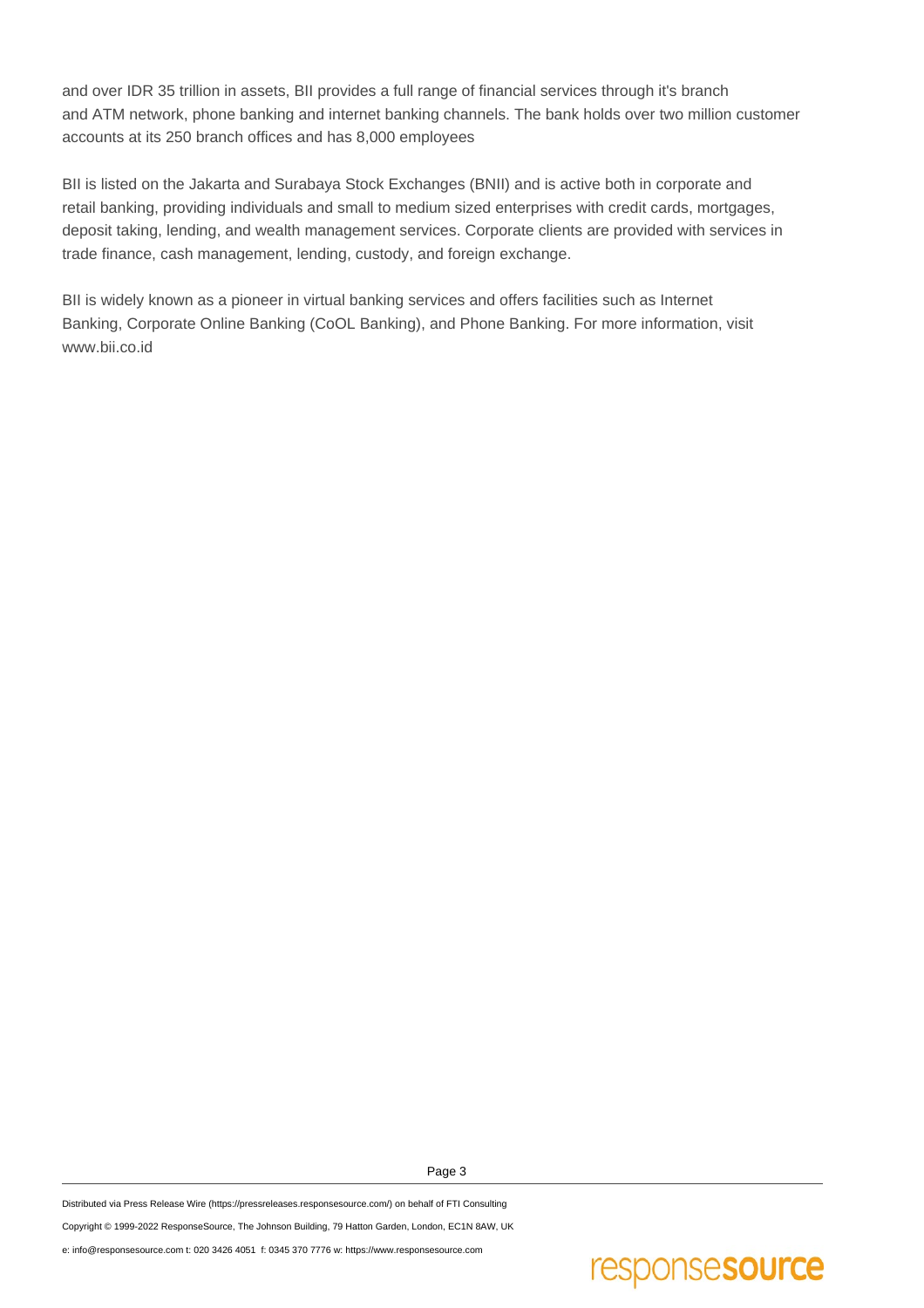and over IDR 35 trillion in assets, BII provides a full range of financial services through it's branch and ATM network, phone banking and internet banking channels. The bank holds over two million customer accounts at its 250 branch offices and has 8,000 employees

BII is listed on the Jakarta and Surabaya Stock Exchanges (BNII) and is active both in corporate and retail banking, providing individuals and small to medium sized enterprises with credit cards, mortgages, deposit taking, lending, and wealth management services. Corporate clients are provided with services in trade finance, cash management, lending, custody, and foreign exchange.

BII is widely known as a pioneer in virtual banking services and offers facilities such as Internet Banking, Corporate Online Banking (CoOL Banking), and Phone Banking. For more information, visit www.bii.co.id